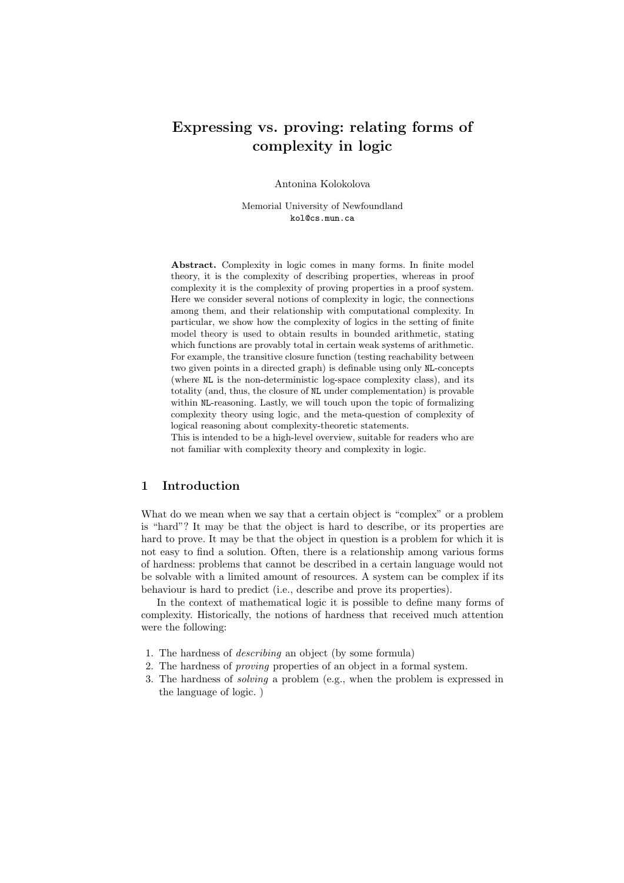# Expressing vs. proving: relating forms of complexity in logic

Antonina Kolokolova

Memorial University of Newfoundland
kol@cs.mun.ca

**Abstract.** Complexity in logic comes in many forms. In finite model theory, it is the complexity of describing properties, whereas in proof complexity it is the complexity of proving properties in a proof system. Here we consider several notions of complexity in logic, the connections among them, and their relationship with computational complexity. In particular, we show how the complexity of logics in the setting of finite model theory is used to obtain results in bounded arithmetic, stating which functions are provably total in certain weak systems of arithmetic. For example, the transitive closure function (testing reachability between two given points in a directed graph) is definable using only NL-concepts (where NL is the non-deterministic log-space complexity class), and its totality (and, thus, the closure of NL under complementation) is provable within NL-reasoning. Lastly, we will touch upon the topic of formalizing complexity theory using logic, and the meta-question of complexity of logical reasoning about complexity-theoretic statements.
This is intended to be a high-level overview, suitable for readers who are not familiar with complexity theory and complexity in logic.

## 1 Introduction

What do we mean when we say that a certain object is "complex" or a problem is "hard"? It may be that the object is hard to describe, or its properties are hard to prove. It may be that the object in question is a problem for which it is not easy to find a solution. Often, there is a relationship among various forms of hardness: problems that cannot be described in a certain language would not be solvable with a limited amount of resources. A system can be complex if its behaviour is hard to predict (i.e., describe and prove its properties).

In the context of mathematical logic it is possible to define many forms of complexity. Historically, the notions of hardness that received much attention were the following:

1. The hardness of *describing* an object (by some formula)
2. The hardness of *proving* properties of an object in a formal system.
3. The hardness of *solving* a problem (e.g., when the problem is expressed in the language of logic. )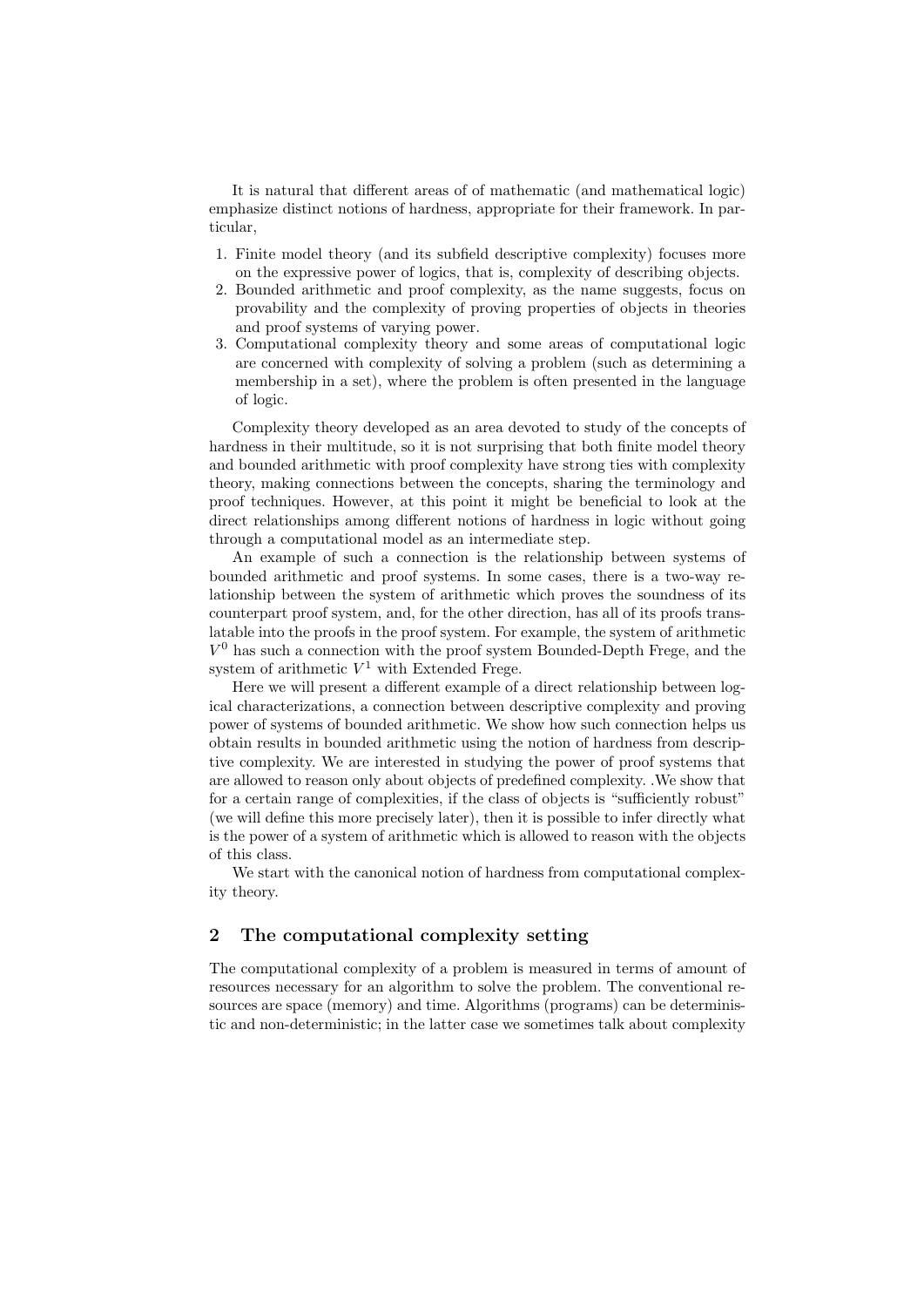It is natural that different areas of of mathematic (and mathematical logic) emphasize distinct notions of hardness, appropriate for their framework. In particular,

1. Finite model theory (and its subfield descriptive complexity) focuses more on the expressive power of logics, that is, complexity of describing objects.
2. Bounded arithmetic and proof complexity, as the name suggests, focus on provability and the complexity of proving properties of objects in theories and proof systems of varying power.
3. Computational complexity theory and some areas of computational logic are concerned with complexity of solving a problem (such as determining a membership in a set), where the problem is often presented in the language of logic.

Complexity theory developed as an area devoted to study of the concepts of hardness in their multitude, so it is not surprising that both finite model theory and bounded arithmetic with proof complexity have strong ties with complexity theory, making connections between the concepts, sharing the terminology and proof techniques. However, at this point it might be beneficial to look at the direct relationships among different notions of hardness in logic without going through a computational model as an intermediate step.

An example of such a connection is the relationship between systems of bounded arithmetic and proof systems. In some cases, there is a two-way relationship between the system of arithmetic which proves the soundness of its counterpart proof system, and, for the other direction, has all of its proofs translatable into the proofs in the proof system. For example, the system of arithmetic $V^0$ has such a connection with the proof system Bounded-Depth Frege, and the system of arithmetic $V^1$ with Extended Frege.

Here we will present a different example of a direct relationship between logical characterizations, a connection between descriptive complexity and proving power of systems of bounded arithmetic. We show how such connection helps us obtain results in bounded arithmetic using the notion of hardness from descriptive complexity. We are interested in studying the power of proof systems that are allowed to reason only about objects of predefined complexity. .We show that for a certain range of complexities, if the class of objects is "sufficiently robust" (we will define this more precisely later), then it is possible to infer directly what is the power of a system of arithmetic which is allowed to reason with the objects of this class.

We start with the canonical notion of hardness from computational complexity theory.

## 2 The computational complexity setting

The computational complexity of a problem is measured in terms of amount of resources necessary for an algorithm to solve the problem. The conventional resources are space (memory) and time. Algorithms (programs) can be deterministic and non-deterministic; in the latter case we sometimes talk about complexity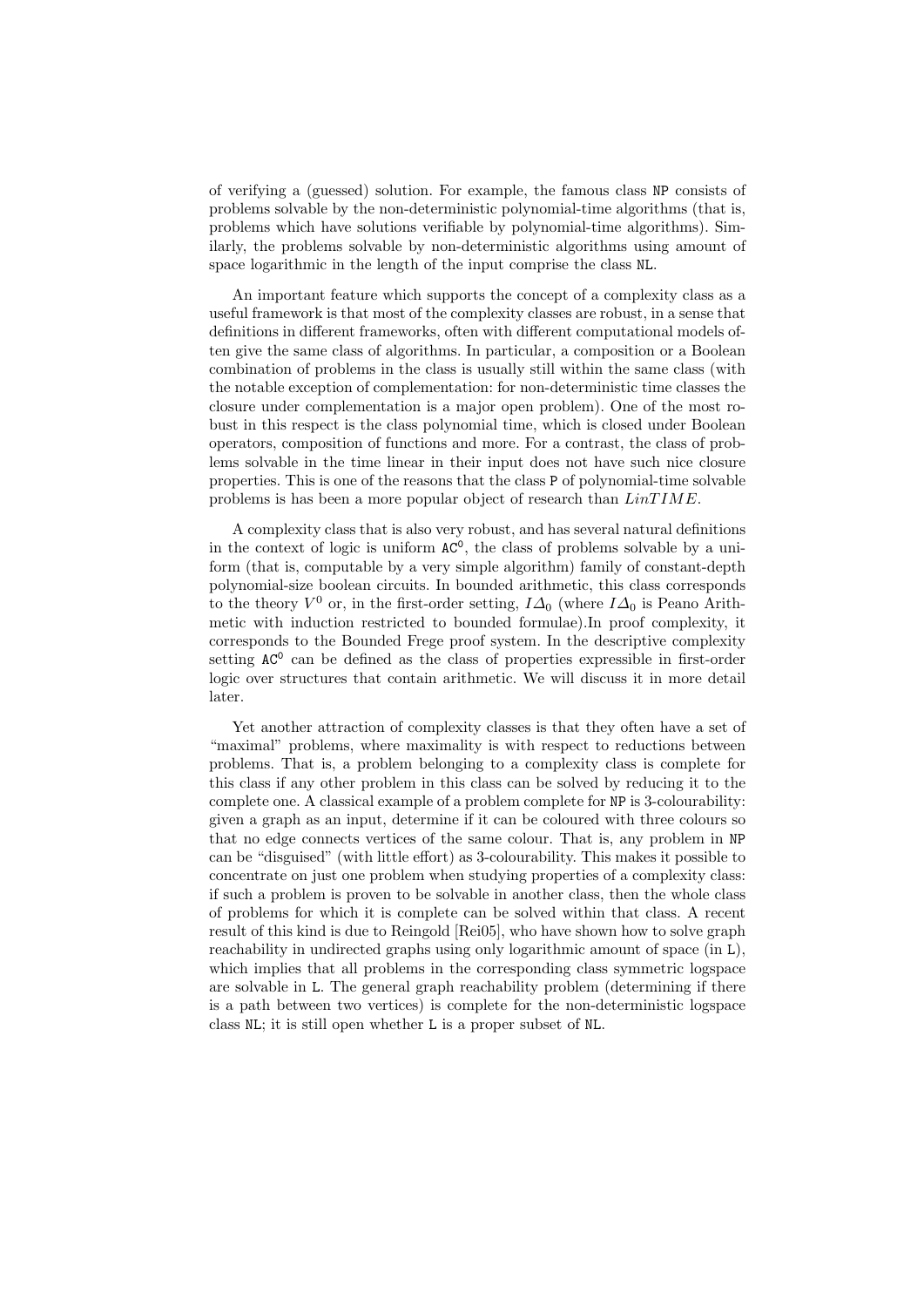of verifying a (guessed) solution. For example, the famous class NP consists of problems solvable by the non-deterministic polynomial-time algorithms (that is, problems which have solutions verifiable by polynomial-time algorithms). Similarly, the problems solvable by non-deterministic algorithms using amount of space logarithmic in the length of the input comprise the class NL.

An important feature which supports the concept of a complexity class as a useful framework is that most of the complexity classes are robust, in a sense that definitions in different frameworks, often with different computational models often give the same class of algorithms. In particular, a composition or a Boolean combination of problems in the class is usually still within the same class (with the notable exception of complementation: for non-deterministic time classes the closure under complementation is a major open problem). One of the most robust in this respect is the class polynomial time, which is closed under Boolean operators, composition of functions and more. For a contrast, the class of problems solvable in the time linear in their input does not have such nice closure properties. This is one of the reasons that the class P of polynomial-time solvable problems is has been a more popular object of research than $LinTIME$.

A complexity class that is also very robust, and has several natural definitions in the context of logic is uniform $AC^0$, the class of problems solvable by a uniform (that is, computable by a very simple algorithm) family of constant-depth polynomial-size boolean circuits. In bounded arithmetic, this class corresponds to the theory $V^0$ or, in the first-order setting, $I\Delta_0$ (where $I\Delta_0$ is Peano Arithmetic with induction restricted to bounded formulae).In proof complexity, it corresponds to the Bounded Frege proof system. In the descriptive complexity setting $AC^0$ can be defined as the class of properties expressible in first-order logic over structures that contain arithmetic. We will discuss it in more detail later.

Yet another attraction of complexity classes is that they often have a set of "maximal" problems, where maximality is with respect to reductions between problems. That is, a problem belonging to a complexity class is complete for this class if any other problem in this class can be solved by reducing it to the complete one. A classical example of a problem complete for NP is 3-colourability: given a graph as an input, determine if it can be coloured with three colours so that no edge connects vertices of the same colour. That is, any problem in NP can be "disguised" (with little effort) as 3-colourability. This makes it possible to concentrate on just one problem when studying properties of a complexity class: if such a problem is proven to be solvable in another class, then the whole class of problems for which it is complete can be solved within that class. A recent result of this kind is due to Reingold [Rei05], who have shown how to solve graph reachability in undirected graphs using only logarithmic amount of space (in L), which implies that all problems in the corresponding class symmetric logspace are solvable in L. The general graph reachability problem (determining if there is a path between two vertices) is complete for the non-deterministic logspace class NL; it is still open whether L is a proper subset of NL.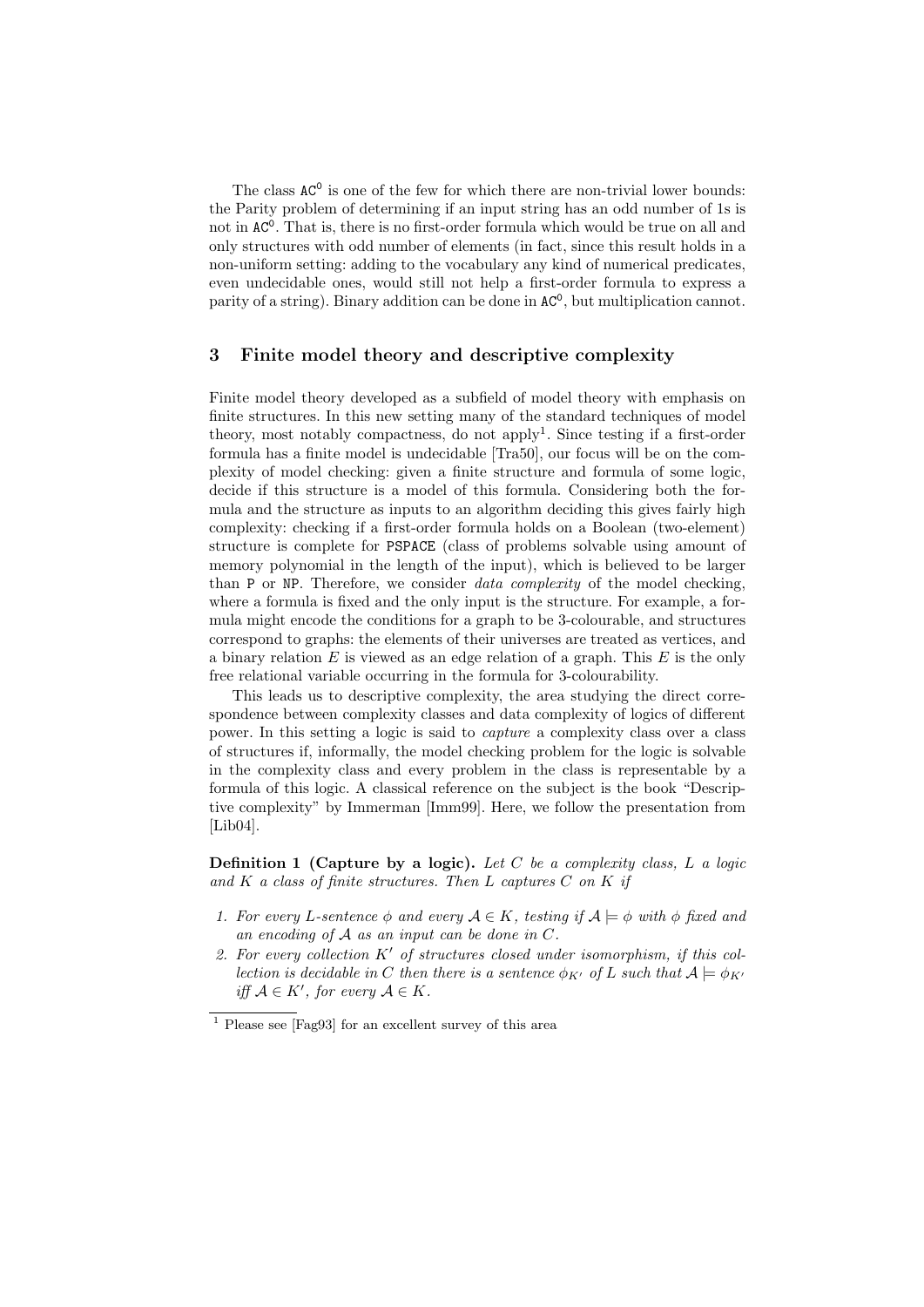The class $\mathtt{AC}^0$ is one of the few for which there are non-trivial lower bounds: the Parity problem of determining if an input string has an odd number of 1s is not in $\mathtt{AC}^0$. That is, there is no first-order formula which would be true on all and only structures with odd number of elements (in fact, since this result holds in a non-uniform setting: adding to the vocabulary any kind of numerical predicates, even undecidable ones, would still not help a first-order formula to express a parity of a string). Binary addition can be done in $\mathtt{AC}^0$, but multiplication cannot.

## 3 Finite model theory and descriptive complexity

Finite model theory developed as a subfield of model theory with emphasis on finite structures. In this new setting many of the standard techniques of model theory, most notably compactness, do not apply[1]. Since testing if a first-order formula has a finite model is undecidable [Tra50], our focus will be on the complexity of model checking: given a finite structure and formula of some logic, decide if this structure is a model of this formula. Considering both the formula and the structure as inputs to an algorithm deciding this gives fairly high complexity: checking if a first-order formula holds on a Boolean (two-element) structure is complete for PSPACE (class of problems solvable using amount of memory polynomial in the length of the input), which is believed to be larger than P or NP. Therefore, we consider *data complexity* of the model checking, where a formula is fixed and the only input is the structure. For example, a formula might encode the conditions for a graph to be 3-colourable, and structures correspond to graphs: the elements of their universes are treated as vertices, and a binary relation $E$ is viewed as an edge relation of a graph. This $E$ is the only free relational variable occurring in the formula for 3-colourability.

This leads us to descriptive complexity, the area studying the direct correspondence between complexity classes and data complexity of logics of different power. In this setting a logic is said to *capture* a complexity class over a class of structures if, informally, the model checking problem for the logic is solvable in the complexity class and every problem in the class is representable by a formula of this logic. A classical reference on the subject is the book "Descriptive complexity" by Immerman [Imm99]. Here, we follow the presentation from [Lib04].

**Definition 1 (Capture by a logic).** *Let $C$ be a complexity class, $L$ a logic and $K$ a class of finite structures. Then $L$ captures $C$ on $K$ if*

1. *For every $L$-sentence $\phi$ and every $\mathcal{A} \in K$, testing if $\mathcal{A} \models \phi$ with $\phi$ fixed and an encoding of $\mathcal{A}$ as an input can be done in $C$.*
2. *For every collection $K'$ of structures closed under isomorphism, if this collection is decidable in $C$ then there is a sentence $\phi_{K'}$ of $L$ such that $\mathcal{A} \models \phi_{K'}$ iff $\mathcal{A} \in K'$, for every $\mathcal{A} \in K$.*

[1] Please see [Fag93] for an excellent survey of this area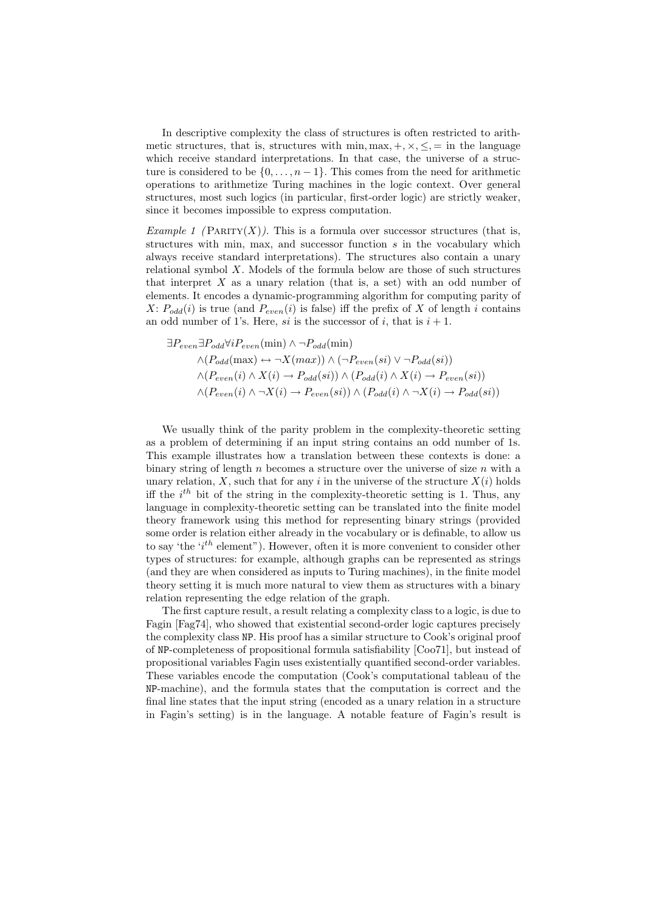In descriptive complexity the class of structures is often restricted to arithmetic structures, that is, structures with $\min, \max, +, \times, \leq, =$ in the language which receive standard interpretations. In that case, the universe of a structure is considered to be $\{0, \ldots, n-1\}$. This comes from the need for arithmetic operations to arithmetize Turing machines in the logic context. Over general structures, most such logics (in particular, first-order logic) are strictly weaker, since it becomes impossible to express computation.

*Example 1 (*Parity$(X)$*).* This is a formula over successor structures (that is, structures with min, max, and successor function $s$ in the vocabulary which always receive standard interpretations). The structures also contain a unary relational symbol $X$. Models of the formula below are those of such structures that interpret $X$ as a unary relation (that is, a set) with an odd number of elements. It encodes a dynamic-programming algorithm for computing parity of $X$: $P_{odd}(i)$ is true (and $P_{even}(i)$ is false) iff the prefix of $X$ of length $i$ contains an odd number of 1's. Here, $si$ is the successor of $i$, that is $i+1$.

$$
\begin{aligned}
&\exists P_{even} \exists P_{odd} \forall i P_{even}(\min) \wedge \neg P_{odd}(\min) \\
&\quad \wedge (P_{odd}(\max) \leftrightarrow \neg X(max)) \wedge (\neg P_{even}(si) \vee \neg P_{odd}(si)) \\
&\quad \wedge (P_{even}(i) \wedge X(i) \rightarrow P_{odd}(si)) \wedge (P_{odd}(i) \wedge X(i) \rightarrow P_{even}(si)) \\
&\quad \wedge (P_{even}(i) \wedge \neg X(i) \rightarrow P_{even}(si)) \wedge (P_{odd}(i) \wedge \neg X(i) \rightarrow P_{odd}(si))
\end{aligned}
$$

We usually think of the parity problem in the complexity-theoretic setting as a problem of determining if an input string contains an odd number of 1s. This example illustrates how a translation between these contexts is done: a binary string of length $n$ becomes a structure over the universe of size $n$ with a unary relation, $X$, such that for any $i$ in the universe of the structure $X(i)$ holds iff the $i^{th}$ bit of the string in the complexity-theoretic setting is 1. Thus, any language in complexity-theoretic setting can be translated into the finite model theory framework using this method for representing binary strings (provided some order is relation either already in the vocabulary or is definable, to allow us to say 'the '$i^{th}$ element"). However, often it is more convenient to consider other types of structures: for example, although graphs can be represented as strings (and they are when considered as inputs to Turing machines), in the finite model theory setting it is much more natural to view them as structures with a binary relation representing the edge relation of the graph.

The first capture result, a result relating a complexity class to a logic, is due to Fagin [Fag74], who showed that existential second-order logic captures precisely the complexity class NP. His proof has a similar structure to Cook's original proof of NP-completeness of propositional formula satisfiability [Coo71], but instead of propositional variables Fagin uses existentially quantified second-order variables. These variables encode the computation (Cook's computational tableau of the NP-machine), and the formula states that the computation is correct and the final line states that the input string (encoded as a unary relation in a structure in Fagin's setting) is in the language. A notable feature of Fagin's result is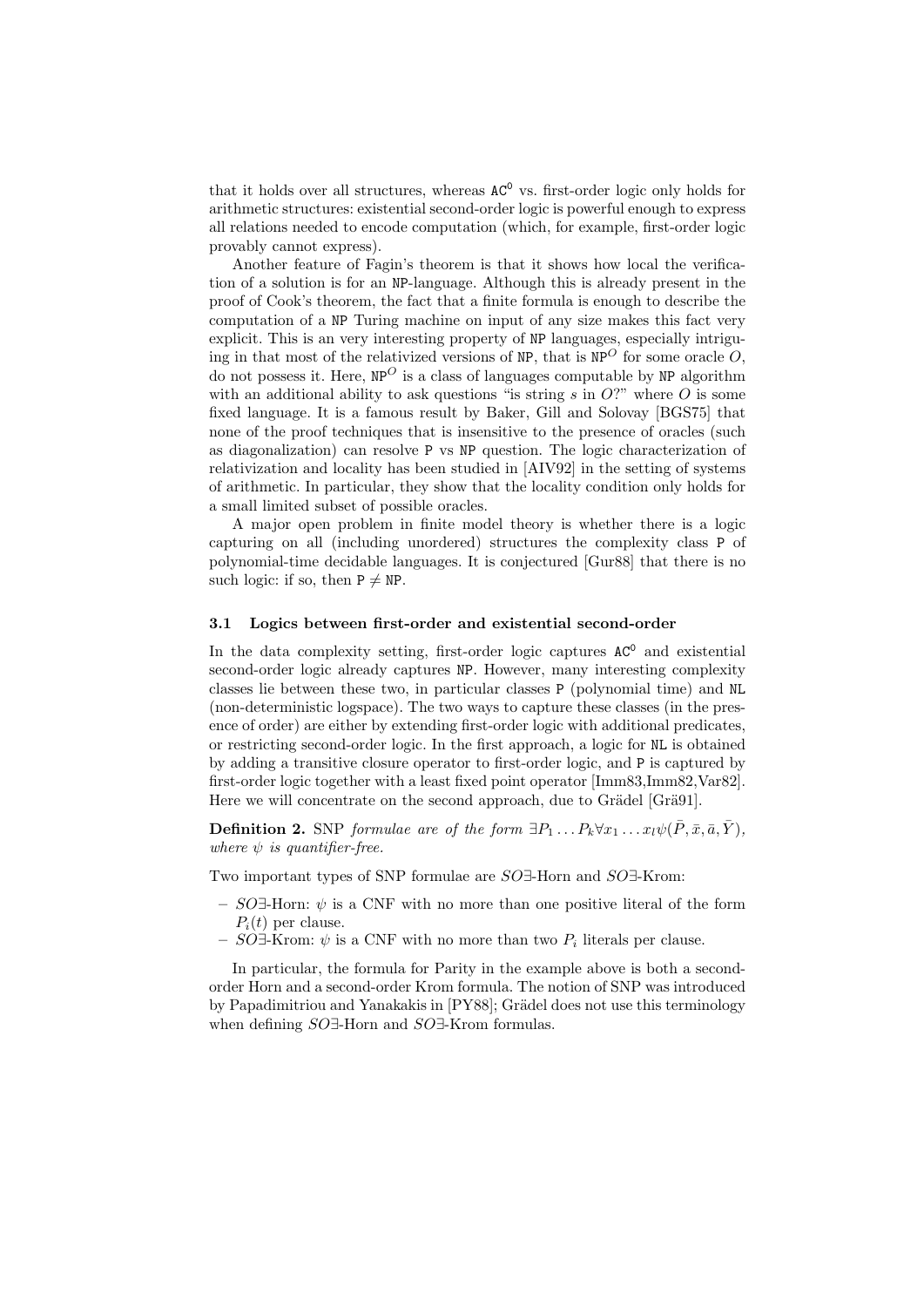that it holds over all structures, whereas $\mathtt{AC}^0$ vs. first-order logic only holds for arithmetic structures: existential second-order logic is powerful enough to express all relations needed to encode computation (which, for example, first-order logic provably cannot express).

Another feature of Fagin's theorem is that it shows how local the verification of a solution is for an NP-language. Although this is already present in the proof of Cook's theorem, the fact that a finite formula is enough to describe the computation of a NP Turing machine on input of any size makes this fact very explicit. This is an very interesting property of NP languages, especially intriguing in that most of the relativized versions of NP, that is $\mathtt{NP}^O$ for some oracle $O$, do not possess it. Here, $\mathtt{NP}^O$ is a class of languages computable by NP algorithm with an additional ability to ask questions "is string $s$ in $O$?" where $O$ is some fixed language. It is a famous result by Baker, Gill and Solovay [BGS75] that none of the proof techniques that is insensitive to the presence of oracles (such as diagonalization) can resolve P vs NP question. The logic characterization of relativization and locality has been studied in [AIV92] in the setting of systems of arithmetic. In particular, they show that the locality condition only holds for a small limited subset of possible oracles.

A major open problem in finite model theory is whether there is a logic capturing on all (including unordered) structures the complexity class P of polynomial-time decidable languages. It is conjectured [Gur88] that there is no such logic: if so, then $\mathtt{P} \neq \mathtt{NP}$.

### 3.1 Logics between first-order and existential second-order

In the data complexity setting, first-order logic captures $\mathtt{AC}^0$ and existential second-order logic already captures NP. However, many interesting complexity classes lie between these two, in particular classes P (polynomial time) and NL (non-deterministic logspace). The two ways to capture these classes (in the presence of order) are either by extending first-order logic with additional predicates, or restricting second-order logic. In the first approach, a logic for NL is obtained by adding a transitive closure operator to first-order logic, and P is captured by first-order logic together with a least fixed point operator [Imm83,Imm82,Var82]. Here we will concentrate on the second approach, due to Grädel [Grä91].

**Definition 2.** SNP *formulae are of the form* $\exists P_1 \dots P_k \forall x_1 \dots x_l \psi(\bar{P}, \bar{x}, \bar{a}, \bar{Y})$, *where* $\psi$ *is quantifier-free.*

Two important types of SNP formulae are *SO*∃-Horn and *SO*∃-Krom:

- *SO*∃-Horn: $\psi$ is a CNF with no more than one positive literal of the form $P_i(t)$ per clause.
- *SO*∃-Krom: $\psi$ is a CNF with no more than two $P_i$ literals per clause.

In particular, the formula for Parity in the example above is both a second-order Horn and a second-order Krom formula. The notion of SNP was introduced by Papadimitriou and Yanakakis in [PY88]; Grädel does not use this terminology when defining *SO*∃-Horn and *SO*∃-Krom formulas.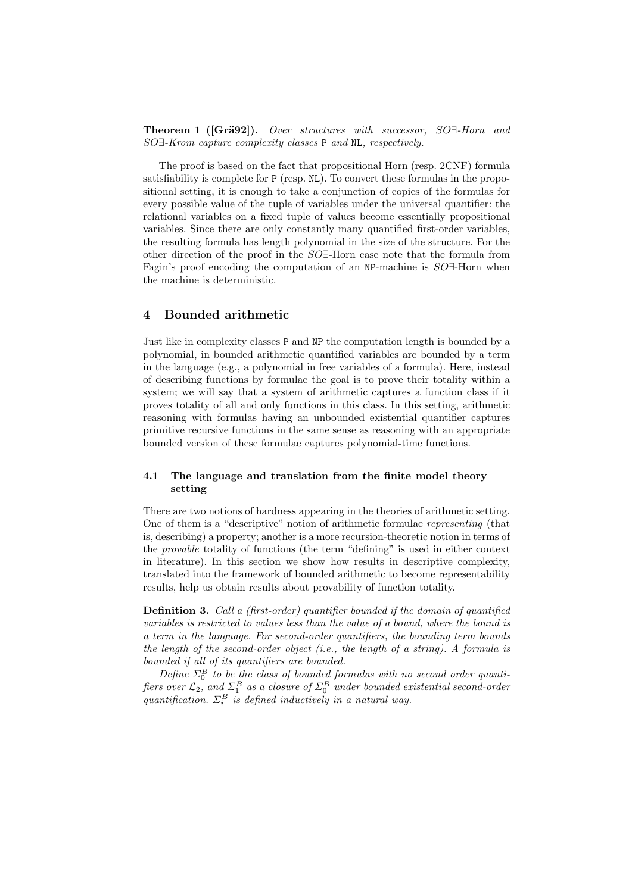**Theorem 1 ([Grä92]).** *Over structures with successor, $SO\exists$-Horn and $SO\exists$-Krom capture complexity classes* P *and* NL*, respectively.*

The proof is based on the fact that propositional Horn (resp. 2CNF) formula satisfiability is complete for P (resp. NL). To convert these formulas in the propositional setting, it is enough to take a conjunction of copies of the formulas for every possible value of the tuple of variables under the universal quantifier: the relational variables on a fixed tuple of values become essentially propositional variables. Since there are only constantly many quantified first-order variables, the resulting formula has length polynomial in the size of the structure. For the other direction of the proof in the $SO\exists$-Horn case note that the formula from Fagin's proof encoding the computation of an NP-machine is $SO\exists$-Horn when the machine is deterministic.

## 4 Bounded arithmetic

Just like in complexity classes P and NP the computation length is bounded by a polynomial, in bounded arithmetic quantified variables are bounded by a term in the language (e.g., a polynomial in free variables of a formula). Here, instead of describing functions by formulae the goal is to prove their totality within a system; we will say that a system of arithmetic captures a function class if it proves totality of all and only functions in this class. In this setting, arithmetic reasoning with formulas having an unbounded existential quantifier captures primitive recursive functions in the same sense as reasoning with an appropriate bounded version of these formulae captures polynomial-time functions.

### 4.1 The language and translation from the finite model theory setting

There are two notions of hardness appearing in the theories of arithmetic setting. One of them is a "descriptive" notion of arithmetic formulae *representing* (that is, describing) a property; another is a more recursion-theoretic notion in terms of the *provable* totality of functions (the term "defining" is used in either context in literature). In this section we show how results in descriptive complexity, translated into the framework of bounded arithmetic to become representability results, help us obtain results about provability of function totality.

**Definition 3.** *Call a (first-order) quantifier bounded if the domain of quantified variables is restricted to values less than the value of a bound, where the bound is a term in the language. For second-order quantifiers, the bounding term bounds the length of the second-order object (i.e., the length of a string). A formula is bounded if all of its quantifiers are bounded.*

*Define $\Sigma_0^B$ to be the class of bounded formulas with no second order quantifiers over $\mathcal{L}_2$, and $\Sigma_1^B$ as a closure of $\Sigma_0^B$ under bounded existential second-order quantification. $\Sigma_i^B$ is defined inductively in a natural way.*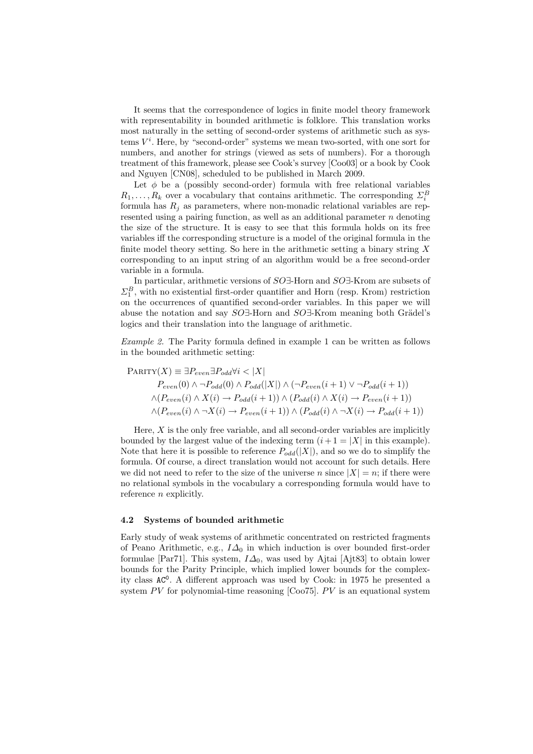It seems that the correspondence of logics in finite model theory framework with representability in bounded arithmetic is folklore. This translation works most naturally in the setting of second-order systems of arithmetic such as systems $V^i$. Here, by "second-order" systems we mean two-sorted, with one sort for numbers, and another for strings (viewed as sets of numbers). For a thorough treatment of this framework, please see Cook's survey [Coo03] or a book by Cook and Nguyen [CN08], scheduled to be published in March 2009.

Let $\phi$ be a (possibly second-order) formula with free relational variables $R_1, \ldots, R_k$ over a vocabulary that contains arithmetic. The corresponding $\Sigma_i^B$ formula has $R_j$ as parameters, where non-monadic relational variables are represented using a pairing function, as well as an additional parameter $n$ denoting the size of the structure. It is easy to see that this formula holds on its free variables iff the corresponding structure is a model of the original formula in the finite model theory setting. So here in the arithmetic setting a binary string $X$ corresponding to an input string of an algorithm would be a free second-order variable in a formula.

In particular, arithmetic versions of $SO\exists$-Horn and $SO\exists$-Krom are subsets of $\Sigma_1^B$, with no existential first-order quantifier and Horn (resp. Krom) restriction on the occurrences of quantified second-order variables. In this paper we will abuse the notation and say $SO\exists$-Horn and $SO\exists$-Krom meaning both Grädel's logics and their translation into the language of arithmetic.

*Example 2.* The Parity formula defined in example 1 can be written as follows in the bounded arithmetic setting:

$$
\begin{aligned}
\textsc{Parity}(X) \equiv\ & \exists P_{even} \exists P_{odd} \forall i < |X| \\
& P_{even}(0) \wedge \neg P_{odd}(0) \wedge P_{odd}(|X|) \wedge (\neg P_{even}(i+1) \vee \neg P_{odd}(i+1)) \\
& \wedge (P_{even}(i) \wedge X(i) \rightarrow P_{odd}(i+1)) \wedge (P_{odd}(i) \wedge X(i) \rightarrow P_{even}(i+1)) \\
& \wedge (P_{even}(i) \wedge \neg X(i) \rightarrow P_{even}(i+1)) \wedge (P_{odd}(i) \wedge \neg X(i) \rightarrow P_{odd}(i+1))
\end{aligned}
$$

Here, $X$ is the only free variable, and all second-order variables are implicitly bounded by the largest value of the indexing term ($i+1 = |X|$ in this example). Note that here it is possible to reference $P_{odd}(|X|)$, and so we do to simplify the formula. Of course, a direct translation would not account for such details. Here we did not need to refer to the size of the universe $n$ since $|X| = n$; if there were no relational symbols in the vocabulary a corresponding formula would have to reference $n$ explicitly.

### 4.2 Systems of bounded arithmetic

Early study of weak systems of arithmetic concentrated on restricted fragments of Peano Arithmetic, e.g., $I\Delta_0$ in which induction is over bounded first-order formulae [Par71]. This system, $I\Delta_0$, was used by Ajtai [Ajt83] to obtain lower bounds for the Parity Principle, which implied lower bounds for the complexity class $\mathtt{AC}^0$. A different approach was used by Cook: in 1975 he presented a system $PV$ for polynomial-time reasoning [Coo75]. $PV$ is an equational system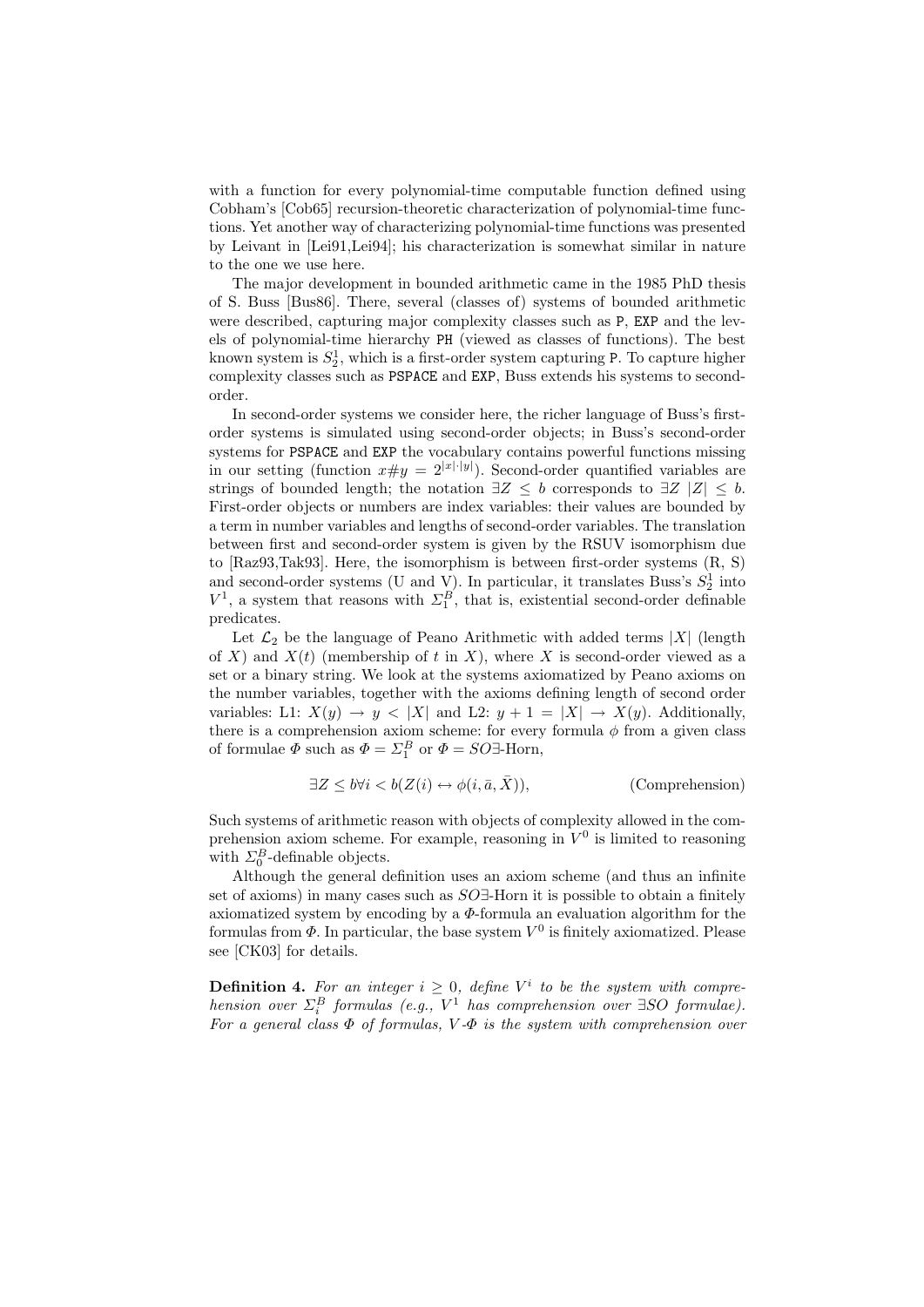with a function for every polynomial-time computable function defined using Cobham's [Cob65] recursion-theoretic characterization of polynomial-time functions. Yet another way of characterizing polynomial-time functions was presented by Leivant in [Lei91,Lei94]; his characterization is somewhat similar in nature to the one we use here.

The major development in bounded arithmetic came in the 1985 PhD thesis of S. Buss [Bus86]. There, several (classes of) systems of bounded arithmetic were described, capturing major complexity classes such as P, EXP and the levels of polynomial-time hierarchy PH (viewed as classes of functions). The best known system is $S^1_2$, which is a first-order system capturing P. To capture higher complexity classes such as PSPACE and EXP, Buss extends his systems to second-order.

In second-order systems we consider here, the richer language of Buss's first-order systems is simulated using second-order objects; in Buss's second-order systems for PSPACE and EXP the vocabulary contains powerful functions missing in our setting (function $x\#y = 2^{|x|\cdot|y|}$). Second-order quantified variables are strings of bounded length; the notation $\exists Z \leq b$ corresponds to $\exists Z\ |Z| \leq b$. First-order objects or numbers are index variables: their values are bounded by a term in number variables and lengths of second-order variables. The translation between first and second-order system is given by the RSUV isomorphism due to [Raz93,Tak93]. Here, the isomorphism is between first-order systems (R, S) and second-order systems (U and V). In particular, it translates Buss's $S^1_2$ into $V^1$, a system that reasons with $\Sigma^B_1$, that is, existential second-order definable predicates.

Let $\mathcal{L}_2$ be the language of Peano Arithmetic with added terms $|X|$ (length of $X$) and $X(t)$ (membership of $t$ in $X$), where $X$ is second-order viewed as a set or a binary string. We look at the systems axiomatized by Peano axioms on the number variables, together with the axioms defining length of second order variables: L1: $X(y) \rightarrow y < |X|$ and L2: $y + 1 = |X| \rightarrow X(y)$. Additionally, there is a comprehension axiom scheme: for every formula $\phi$ from a given class of formulae $\Phi$ such as $\Phi = \Sigma^B_1$ or $\Phi = SO\exists$-Horn,

$$\exists Z \leq b \forall i < b (Z(i) \leftrightarrow \phi(i, \bar{a}, \bar{X})), \qquad \text{(Comprehension)}$$

Such systems of arithmetic reason with objects of complexity allowed in the comprehension axiom scheme. For example, reasoning in $V^0$ is limited to reasoning with $\Sigma^B_0$-definable objects.

Although the general definition uses an axiom scheme (and thus an infinite set of axioms) in many cases such as $SO\exists$-Horn it is possible to obtain a finitely axiomatized system by encoding by a $\Phi$-formula an evaluation algorithm for the formulas from $\Phi$. In particular, the base system $V^0$ is finitely axiomatized. Please see [CK03] for details.

**Definition 4.** *For an integer $i \geq 0$, define $V^i$ to be the system with comprehension over $\Sigma^B_i$ formulas (e.g., $V^1$ has comprehension over $\exists SO$ formulae). For a general class $\Phi$ of formulas, $V$-$\Phi$ is the system with comprehension over*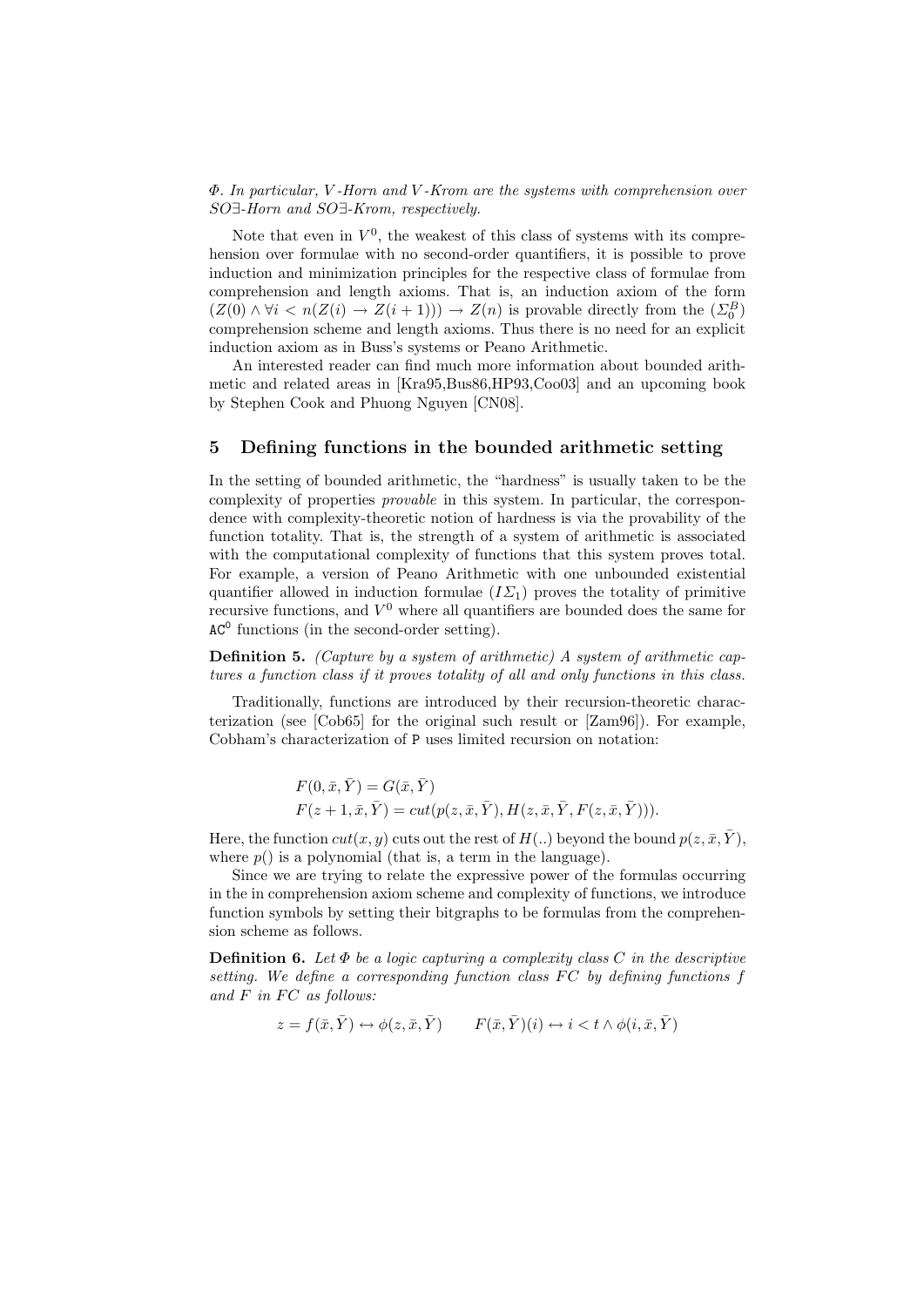*$\Phi$. In particular, $V$-Horn and $V$-Krom are the systems with comprehension over SO∃-Horn and SO∃-Krom, respectively.*

Note that even in $V^0$, the weakest of this class of systems with its comprehension over formulae with no second-order quantifiers, it is possible to prove induction and minimization principles for the respective class of formulae from comprehension and length axioms. That is, an induction axiom of the form $(Z(0) \wedge \forall i < n(Z(i) \rightarrow Z(i+1))) \rightarrow Z(n)$ is provable directly from the $(\Sigma_0^B)$ comprehension scheme and length axioms. Thus there is no need for an explicit induction axiom as in Buss's systems or Peano Arithmetic.

An interested reader can find much more information about bounded arithmetic and related areas in [Kra95,Bus86,HP93,Coo03] and an upcoming book by Stephen Cook and Phuong Nguyen [CN08].

## 5 Defining functions in the bounded arithmetic setting

In the setting of bounded arithmetic, the "hardness" is usually taken to be the complexity of properties *provable* in this system. In particular, the correspondence with complexity-theoretic notion of hardness is via the provability of the function totality. That is, the strength of a system of arithmetic is associated with the computational complexity of functions that this system proves total. For example, a version of Peano Arithmetic with one unbounded existential quantifier allowed in induction formulae ($I\Sigma_1$) proves the totality of primitive recursive functions, and $V^0$ where all quantifiers are bounded does the same for $\mathtt{AC}^0$ functions (in the second-order setting).

**Definition 5.** *(Capture by a system of arithmetic) A system of arithmetic captures a function class if it proves totality of all and only functions in this class.*

Traditionally, functions are introduced by their recursion-theoretic characterization (see [Cob65] for the original such result or [Zam96]). For example, Cobham's characterization of $\mathtt{P}$ uses limited recursion on notation:

$$F(0, \bar{x}, \bar{Y}) = G(\bar{x}, \bar{Y})$$
$$F(z+1, \bar{x}, \bar{Y}) = cut(p(z, \bar{x}, \bar{Y}), H(z, \bar{x}, \bar{Y}, F(z, \bar{x}, \bar{Y}))).$$

Here, the function $cut(x, y)$ cuts out the rest of $H(..)$ beyond the bound $p(z, \bar{x}, \bar{Y})$, where $p()$ is a polynomial (that is, a term in the language).

Since we are trying to relate the expressive power of the formulas occurring in the in comprehension axiom scheme and complexity of functions, we introduce function symbols by setting their bitgraphs to be formulas from the comprehension scheme as follows.

**Definition 6.** *Let $\Phi$ be a logic capturing a complexity class $C$ in the descriptive setting. We define a corresponding function class $FC$ by defining functions $f$ and $F$ in $FC$ as follows:*

$$z = f(\bar{x}, \bar{Y}) \leftrightarrow \phi(z, \bar{x}, \bar{Y}) \qquad F(\bar{x}, \bar{Y})(i) \leftrightarrow i < t \wedge \phi(i, \bar{x}, \bar{Y})$$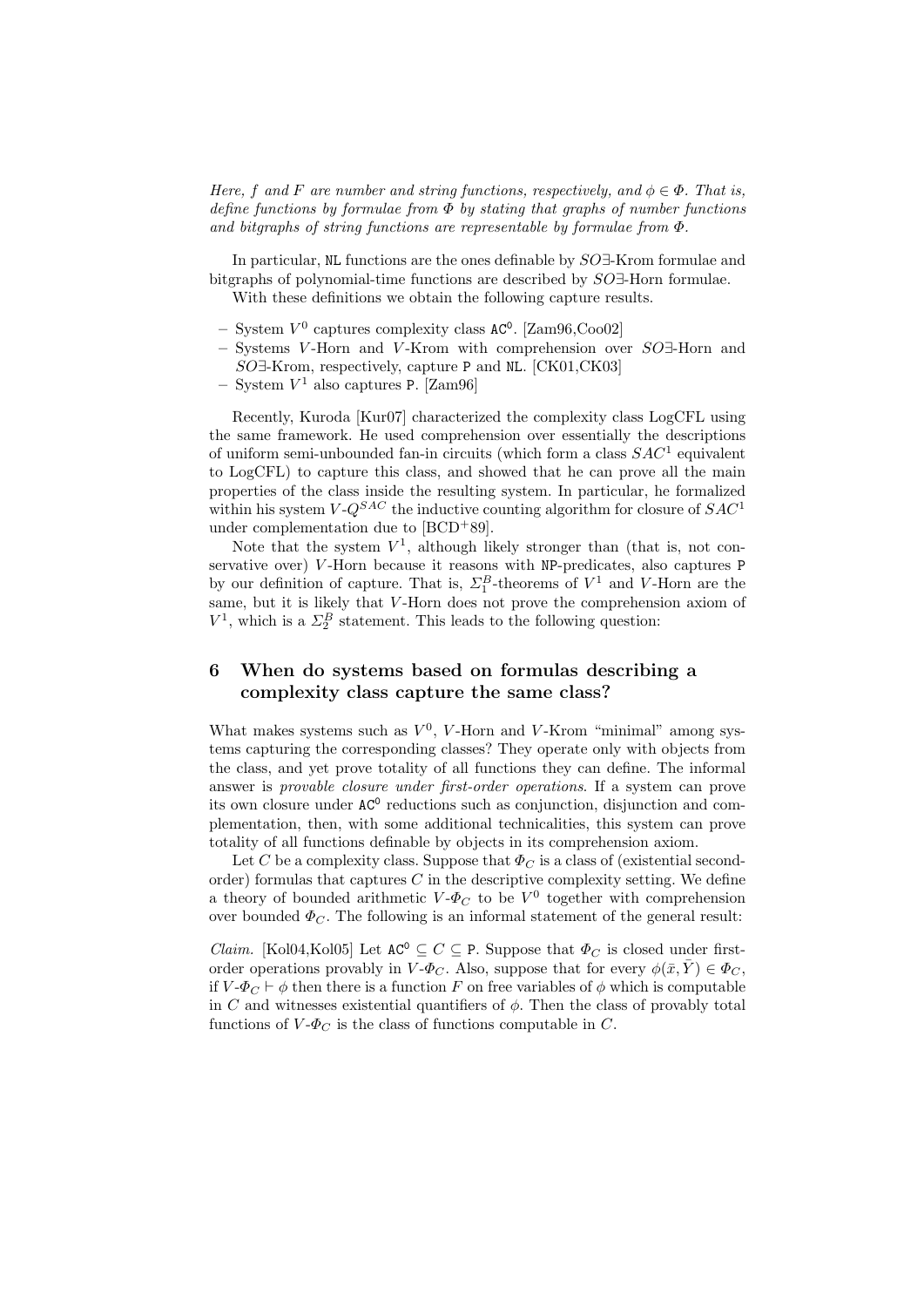*Here, $f$ and $F$ are number and string functions, respectively, and $\phi \in \Phi$. That is, define functions by formulae from $\Phi$ by stating that graphs of number functions and bitgraphs of string functions are representable by formulae from $\Phi$.*

In particular, NL functions are the ones definable by $SO\exists$-Krom formulae and bitgraphs of polynomial-time functions are described by $SO\exists$-Horn formulae.

With these definitions we obtain the following capture results.

- System $V^0$ captures complexity class $\mathtt{AC}^0$. [Zam96,Coo02]
- Systems $V$-Horn and $V$-Krom with comprehension over $SO\exists$-Horn and $SO\exists$-Krom, respectively, capture P and NL. [CK01,CK03]
- System $V^1$ also captures P. [Zam96]

Recently, Kuroda [Kur07] characterized the complexity class LogCFL using the same framework. He used comprehension over essentially the descriptions of uniform semi-unbounded fan-in circuits (which form a class $SAC^1$ equivalent to LogCFL) to capture this class, and showed that he can prove all the main properties of the class inside the resulting system. In particular, he formalized within his system $V$-$Q^{SAC}$ the inductive counting algorithm for closure of $SAC^1$ under complementation due to [BCD+89].

Note that the system $V^1$, although likely stronger than (that is, not conservative over) $V$-Horn because it reasons with NP-predicates, also captures P by our definition of capture. That is, $\Sigma_1^B$-theorems of $V^1$ and $V$-Horn are the same, but it is likely that $V$-Horn does not prove the comprehension axiom of $V^1$, which is a $\Sigma_2^B$ statement. This leads to the following question:

## 6 When do systems based on formulas describing a complexity class capture the same class?

What makes systems such as $V^0$, $V$-Horn and $V$-Krom "minimal" among systems capturing the corresponding classes? They operate only with objects from the class, and yet prove totality of all functions they can define. The informal answer is *provable closure under first-order operations*. If a system can prove its own closure under $\mathtt{AC}^0$ reductions such as conjunction, disjunction and complementation, then, with some additional technicalities, this system can prove totality of all functions definable by objects in its comprehension axiom.

Let $C$ be a complexity class. Suppose that $\Phi_C$ is a class of (existential second-order) formulas that captures $C$ in the descriptive complexity setting. We define a theory of bounded arithmetic $V$-$\Phi_C$ to be $V^0$ together with comprehension over bounded $\Phi_C$. The following is an informal statement of the general result:

*Claim.* [Kol04,Kol05] Let $\mathtt{AC}^0 \subseteq C \subseteq \mathtt{P}$. Suppose that $\Phi_C$ is closed under first-order operations provably in $V$-$\Phi_C$. Also, suppose that for every $\phi(\bar{x}, \bar{Y}) \in \Phi_C$, if $V$-$\Phi_C \vdash \phi$ then there is a function $F$ on free variables of $\phi$ which is computable in $C$ and witnesses existential quantifiers of $\phi$. Then the class of provably total functions of $V$-$\Phi_C$ is the class of functions computable in $C$.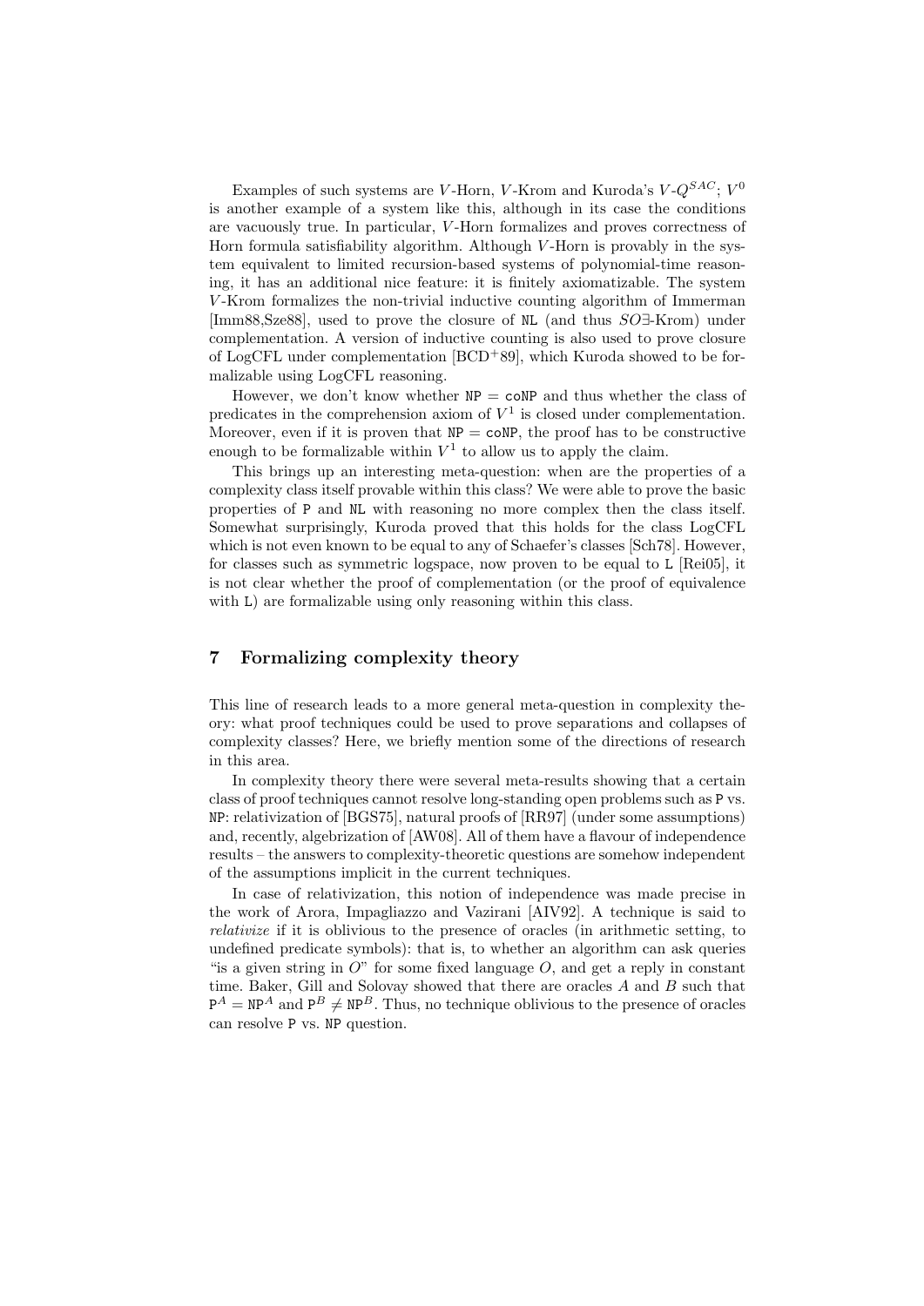Examples of such systems are $V$-Horn, $V$-Krom and Kuroda's $V$-$Q^{SAC}$; $V^0$ is another example of a system like this, although in its case the conditions are vacuously true. In particular, $V$-Horn formalizes and proves correctness of Horn formula satisfiability algorithm. Although $V$-Horn is provably in the system equivalent to limited recursion-based systems of polynomial-time reasoning, it has an additional nice feature: it is finitely axiomatizable. The system $V$-Krom formalizes the non-trivial inductive counting algorithm of Immerman [Imm88,Sze88], used to prove the closure of NL (and thus $SO\exists$-Krom) under complementation. A version of inductive counting is also used to prove closure of LogCFL under complementation [BCD+89], which Kuroda showed to be formalizable using LogCFL reasoning.

However, we don't know whether NP = coNP and thus whether the class of predicates in the comprehension axiom of $V^1$ is closed under complementation. Moreover, even if it is proven that NP = coNP, the proof has to be constructive enough to be formalizable within $V^1$ to allow us to apply the claim.

This brings up an interesting meta-question: when are the properties of a complexity class itself provable within this class? We were able to prove the basic properties of P and NL with reasoning no more complex then the class itself. Somewhat surprisingly, Kuroda proved that this holds for the class LogCFL which is not even known to be equal to any of Schaefer's classes [Sch78]. However, for classes such as symmetric logspace, now proven to be equal to L [Rei05], it is not clear whether the proof of complementation (or the proof of equivalence with L) are formalizable using only reasoning within this class.

## 7 Formalizing complexity theory

This line of research leads to a more general meta-question in complexity theory: what proof techniques could be used to prove separations and collapses of complexity classes? Here, we briefly mention some of the directions of research in this area.

In complexity theory there were several meta-results showing that a certain class of proof techniques cannot resolve long-standing open problems such as P vs. NP: relativization of [BGS75], natural proofs of [RR97] (under some assumptions) and, recently, algebrization of [AW08]. All of them have a flavour of independence results – the answers to complexity-theoretic questions are somehow independent of the assumptions implicit in the current techniques.

In case of relativization, this notion of independence was made precise in the work of Arora, Impagliazzo and Vazirani [AIV92]. A technique is said to *relativize* if it is oblivious to the presence of oracles (in arithmetic setting, to undefined predicate symbols): that is, to whether an algorithm can ask queries "is a given string in $O$" for some fixed language $O$, and get a reply in constant time. Baker, Gill and Solovay showed that there are oracles $A$ and $B$ such that $P^A = NP^A$ and $P^B \neq NP^B$. Thus, no technique oblivious to the presence of oracles can resolve P vs. NP question.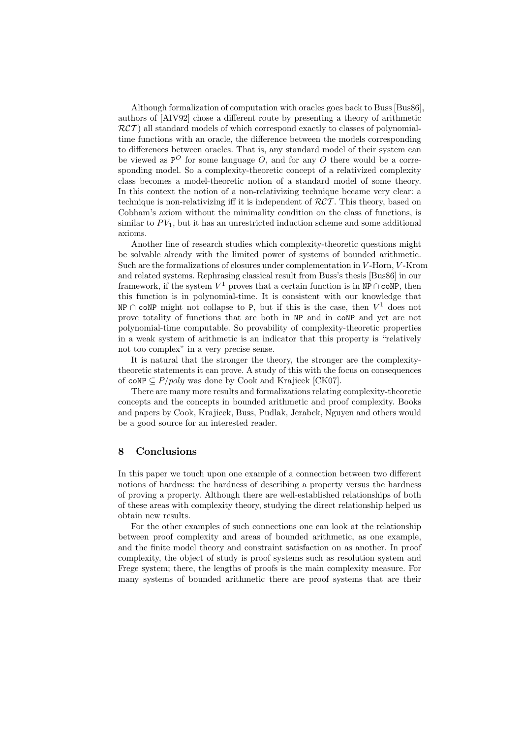Although formalization of computation with oracles goes back to Buss [Bus86], authors of [AIV92] chose a different route by presenting a theory of arithmetic $\mathcal{RCT}$) all standard models of which correspond exactly to classes of polynomial-time functions with an oracle, the difference between the models corresponding to differences between oracles. That is, any standard model of their system can be viewed as $\mathtt{P}^O$ for some language $O$, and for any $O$ there would be a corresponding model. So a complexity-theoretic concept of a relativized complexity class becomes a model-theoretic notion of a standard model of some theory. In this context the notion of a non-relativizing technique became very clear: a technique is non-relativizing iff it is independent of $\mathcal{RCT}$. This theory, based on Cobham's axiom without the minimality condition on the class of functions, is similar to $PV_1$, but it has an unrestricted induction scheme and some additional axioms.

Another line of research studies which complexity-theoretic questions might be solvable already with the limited power of systems of bounded arithmetic. Such are the formalizations of closures under complementation in $V$-Horn, $V$-Krom and related systems. Rephrasing classical result from Buss's thesis [Bus86] in our framework, if the system $V^1$ proves that a certain function is in $\mathtt{NP} \cap \mathtt{coNP}$, then this function is in polynomial-time. It is consistent with our knowledge that $\mathtt{NP} \cap \mathtt{coNP}$ might not collapse to $\mathtt{P}$, but if this is the case, then $V^1$ does not prove totality of functions that are both in $\mathtt{NP}$ and in $\mathtt{coNP}$ and yet are not polynomial-time computable. So provability of complexity-theoretic properties in a weak system of arithmetic is an indicator that this property is "relatively not too complex" in a very precise sense.

It is natural that the stronger the theory, the stronger are the complexity-theoretic statements it can prove. A study of this with the focus on consequences of $\mathtt{coNP} \subseteq P/poly$ was done by Cook and Krajicek [CK07].

There are many more results and formalizations relating complexity-theoretic concepts and the concepts in bounded arithmetic and proof complexity. Books and papers by Cook, Krajicek, Buss, Pudlak, Jerabek, Nguyen and others would be a good source for an interested reader.

## 8 Conclusions

In this paper we touch upon one example of a connection between two different notions of hardness: the hardness of describing a property versus the hardness of proving a property. Although there are well-established relationships of both of these areas with complexity theory, studying the direct relationship helped us obtain new results.

For the other examples of such connections one can look at the relationship between proof complexity and areas of bounded arithmetic, as one example, and the finite model theory and constraint satisfaction on as another. In proof complexity, the object of study is proof systems such as resolution system and Frege system; there, the lengths of proofs is the main complexity measure. For many systems of bounded arithmetic there are proof systems that are their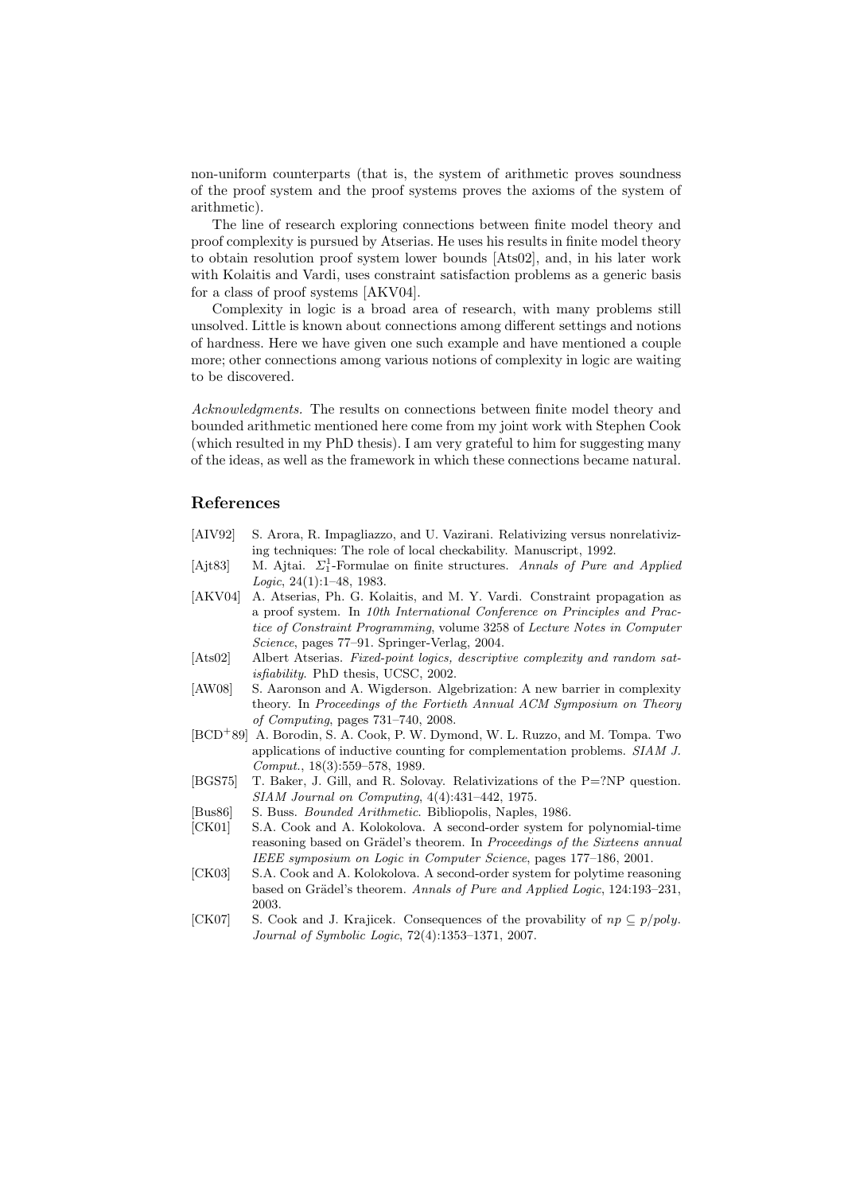non-uniform counterparts (that is, the system of arithmetic proves soundness of the proof system and the proof systems proves the axioms of the system of arithmetic).

The line of research exploring connections between finite model theory and proof complexity is pursued by Atserias. He uses his results in finite model theory to obtain resolution proof system lower bounds [Ats02], and, in his later work with Kolaitis and Vardi, uses constraint satisfaction problems as a generic basis for a class of proof systems [AKV04].

Complexity in logic is a broad area of research, with many problems still unsolved. Little is known about connections among different settings and notions of hardness. Here we have given one such example and have mentioned a couple more; other connections among various notions of complexity in logic are waiting to be discovered.

*Acknowledgments.* The results on connections between finite model theory and bounded arithmetic mentioned here come from my joint work with Stephen Cook (which resulted in my PhD thesis). I am very grateful to him for suggesting many of the ideas, as well as the framework in which these connections became natural.

## References

- [AIV92] S. Arora, R. Impagliazzo, and U. Vazirani. Relativizing versus nonrelativizing techniques: The role of local checkability. Manuscript, 1992.
- [Ajt83] M. Ajtai. $\Sigma_1^1$-Formulae on finite structures. *Annals of Pure and Applied Logic*, 24(1):1–48, 1983.
- [AKV04] A. Atserias, Ph. G. Kolaitis, and M. Y. Vardi. Constraint propagation as a proof system. In *10th International Conference on Principles and Practice of Constraint Programming*, volume 3258 of *Lecture Notes in Computer Science*, pages 77–91. Springer-Verlag, 2004.
- [Ats02] Albert Atserias. *Fixed-point logics, descriptive complexity and random satisfiability.* PhD thesis, UCSC, 2002.
- [AW08] S. Aaronson and A. Wigderson. Algebrization: A new barrier in complexity theory. In *Proceedings of the Fortieth Annual ACM Symposium on Theory of Computing*, pages 731–740, 2008.
- [BCD+89] A. Borodin, S. A. Cook, P. W. Dymond, W. L. Ruzzo, and M. Tompa. Two applications of inductive counting for complementation problems. *SIAM J. Comput.*, 18(3):559–578, 1989.
- [BGS75] T. Baker, J. Gill, and R. Solovay. Relativizations of the P=?NP question. *SIAM Journal on Computing*, 4(4):431–442, 1975.
- [Bus86] S. Buss. *Bounded Arithmetic*. Bibliopolis, Naples, 1986.
- [CK01] S.A. Cook and A. Kolokolova. A second-order system for polynomial-time reasoning based on Grädel's theorem. In *Proceedings of the Sixteens annual IEEE symposium on Logic in Computer Science*, pages 177–186, 2001.
- [CK03] S.A. Cook and A. Kolokolova. A second-order system for polytime reasoning based on Grädel's theorem. *Annals of Pure and Applied Logic*, 124:193–231, 2003.
- [CK07] S. Cook and J. Krajicek. Consequences of the provability of $np \subseteq p/poly$. *Journal of Symbolic Logic*, 72(4):1353–1371, 2007.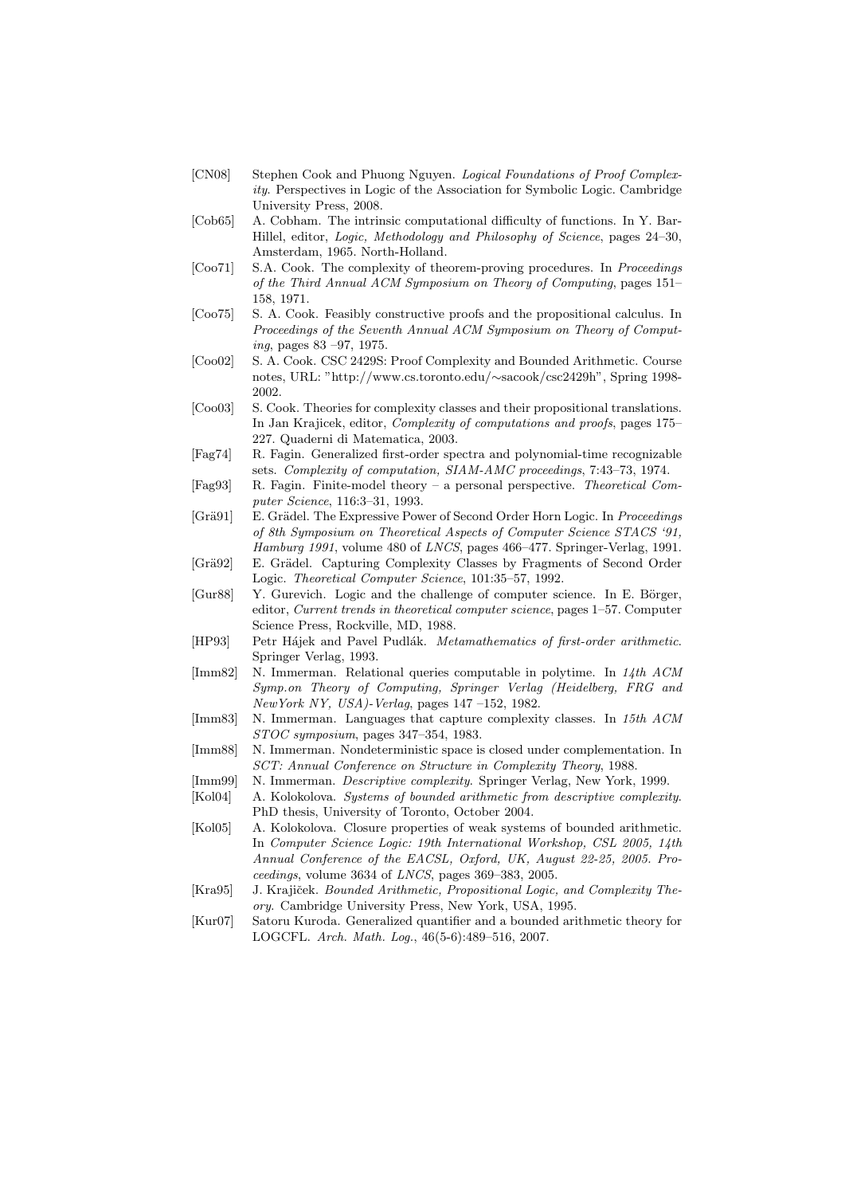[CN08] Stephen Cook and Phuong Nguyen. *Logical Foundations of Proof Complexity*. Perspectives in Logic of the Association for Symbolic Logic. Cambridge University Press, 2008.

[Cob65] A. Cobham. The intrinsic computational difficulty of functions. In Y. Bar-Hillel, editor, *Logic, Methodology and Philosophy of Science*, pages 24–30, Amsterdam, 1965. North-Holland.

[Coo71] S.A. Cook. The complexity of theorem-proving procedures. In *Proceedings of the Third Annual ACM Symposium on Theory of Computing*, pages 151–158, 1971.

[Coo75] S. A. Cook. Feasibly constructive proofs and the propositional calculus. In *Proceedings of the Seventh Annual ACM Symposium on Theory of Computing*, pages 83 –97, 1975.

[Coo02] S. A. Cook. CSC 2429S: Proof Complexity and Bounded Arithmetic. Course notes, URL: "http://www.cs.toronto.edu/∼sacook/csc2429h", Spring 1998-2002.

[Coo03] S. Cook. Theories for complexity classes and their propositional translations. In Jan Krajicek, editor, *Complexity of computations and proofs*, pages 175–227. Quaderni di Matematica, 2003.

[Fag74] R. Fagin. Generalized first-order spectra and polynomial-time recognizable sets. *Complexity of computation, SIAM-AMC proceedings*, 7:43–73, 1974.

[Fag93] R. Fagin. Finite-model theory – a personal perspective. *Theoretical Computer Science*, 116:3–31, 1993.

[Grä91] E. Grädel. The Expressive Power of Second Order Horn Logic. In *Proceedings of 8th Symposium on Theoretical Aspects of Computer Science STACS '91, Hamburg 1991*, volume 480 of *LNCS*, pages 466–477. Springer-Verlag, 1991.

[Grä92] E. Grädel. Capturing Complexity Classes by Fragments of Second Order Logic. *Theoretical Computer Science*, 101:35–57, 1992.

[Gur88] Y. Gurevich. Logic and the challenge of computer science. In E. Börger, editor, *Current trends in theoretical computer science*, pages 1–57. Computer Science Press, Rockville, MD, 1988.

[HP93] Petr Hájek and Pavel Pudlák. *Metamathematics of first-order arithmetic*. Springer Verlag, 1993.

[Imm82] N. Immerman. Relational queries computable in polytime. In *14th ACM Symp.on Theory of Computing, Springer Verlag (Heidelberg, FRG and NewYork NY, USA)-Verlag*, pages 147 –152, 1982.

[Imm83] N. Immerman. Languages that capture complexity classes. In *15th ACM STOC symposium*, pages 347–354, 1983.

[Imm88] N. Immerman. Nondeterministic space is closed under complementation. In *SCT: Annual Conference on Structure in Complexity Theory*, 1988.

[Imm99] N. Immerman. *Descriptive complexity*. Springer Verlag, New York, 1999.

[Kol04] A. Kolokolova. *Systems of bounded arithmetic from descriptive complexity*. PhD thesis, University of Toronto, October 2004.

[Kol05] A. Kolokolova. Closure properties of weak systems of bounded arithmetic. In *Computer Science Logic: 19th International Workshop, CSL 2005, 14th Annual Conference of the EACSL, Oxford, UK, August 22-25, 2005. Proceedings*, volume 3634 of *LNCS*, pages 369–383, 2005.

[Kra95] J. Krajiček. *Bounded Arithmetic, Propositional Logic, and Complexity Theory*. Cambridge University Press, New York, USA, 1995.

[Kur07] Satoru Kuroda. Generalized quantifier and a bounded arithmetic theory for LOGCFL. *Arch. Math. Log.*, 46(5-6):489–516, 2007.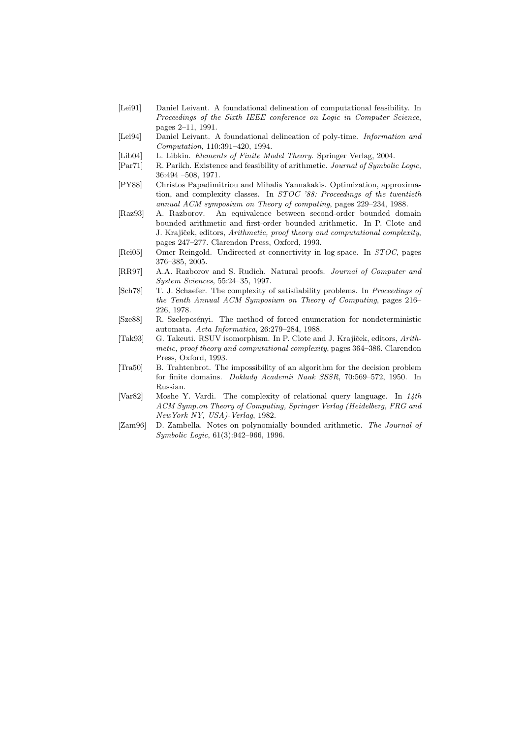[Lei91] Daniel Leivant. A foundational delineation of computational feasibility. In *Proceedings of the Sixth IEEE conference on Logic in Computer Science*, pages 2–11, 1991.

[Lei94] Daniel Leivant. A foundational delineation of poly-time. *Information and Computation*, 110:391–420, 1994.

[Lib04] L. Libkin. *Elements of Finite Model Theory*. Springer Verlag, 2004.

[Par71] R. Parikh. Existence and feasibility of arithmetic. *Journal of Symbolic Logic*, 36:494 –508, 1971.

[PY88] Christos Papadimitriou and Mihalis Yannakakis. Optimization, approximation, and complexity classes. In *STOC '88: Proceedings of the twentieth annual ACM symposium on Theory of computing*, pages 229–234, 1988.

[Raz93] A. Razborov. An equivalence between second-order bounded domain bounded arithmetic and first-order bounded arithmetic. In P. Clote and J. Krajiček, editors, *Arithmetic, proof theory and computational complexity*, pages 247–277. Clarendon Press, Oxford, 1993.

[Rei05] Omer Reingold. Undirected st-connectivity in log-space. In *STOC*, pages 376–385, 2005.

[RR97] A.A. Razborov and S. Rudich. Natural proofs. *Journal of Computer and System Sciences*, 55:24–35, 1997.

[Sch78] T. J. Schaefer. The complexity of satisfiability problems. In *Proceedings of the Tenth Annual ACM Symposium on Theory of Computing*, pages 216–226, 1978.

[Sze88] R. Szelepcsényi. The method of forced enumeration for nondeterministic automata. *Acta Informatica*, 26:279–284, 1988.

[Tak93] G. Takeuti. RSUV isomorphism. In P. Clote and J. Krajiček, editors, *Arithmetic, proof theory and computational complexity*, pages 364–386. Clarendon Press, Oxford, 1993.

[Tra50] B. Trahtenbrot. The impossibility of an algorithm for the decision problem for finite domains. *Doklady Academii Nauk SSSR*, 70:569–572, 1950. In Russian.

[Var82] Moshe Y. Vardi. The complexity of relational query language. In *14th ACM Symp.on Theory of Computing, Springer Verlag (Heidelberg, FRG and NewYork NY, USA)-Verlag*, 1982.

[Zam96] D. Zambella. Notes on polynomially bounded arithmetic. *The Journal of Symbolic Logic*, 61(3):942–966, 1996.